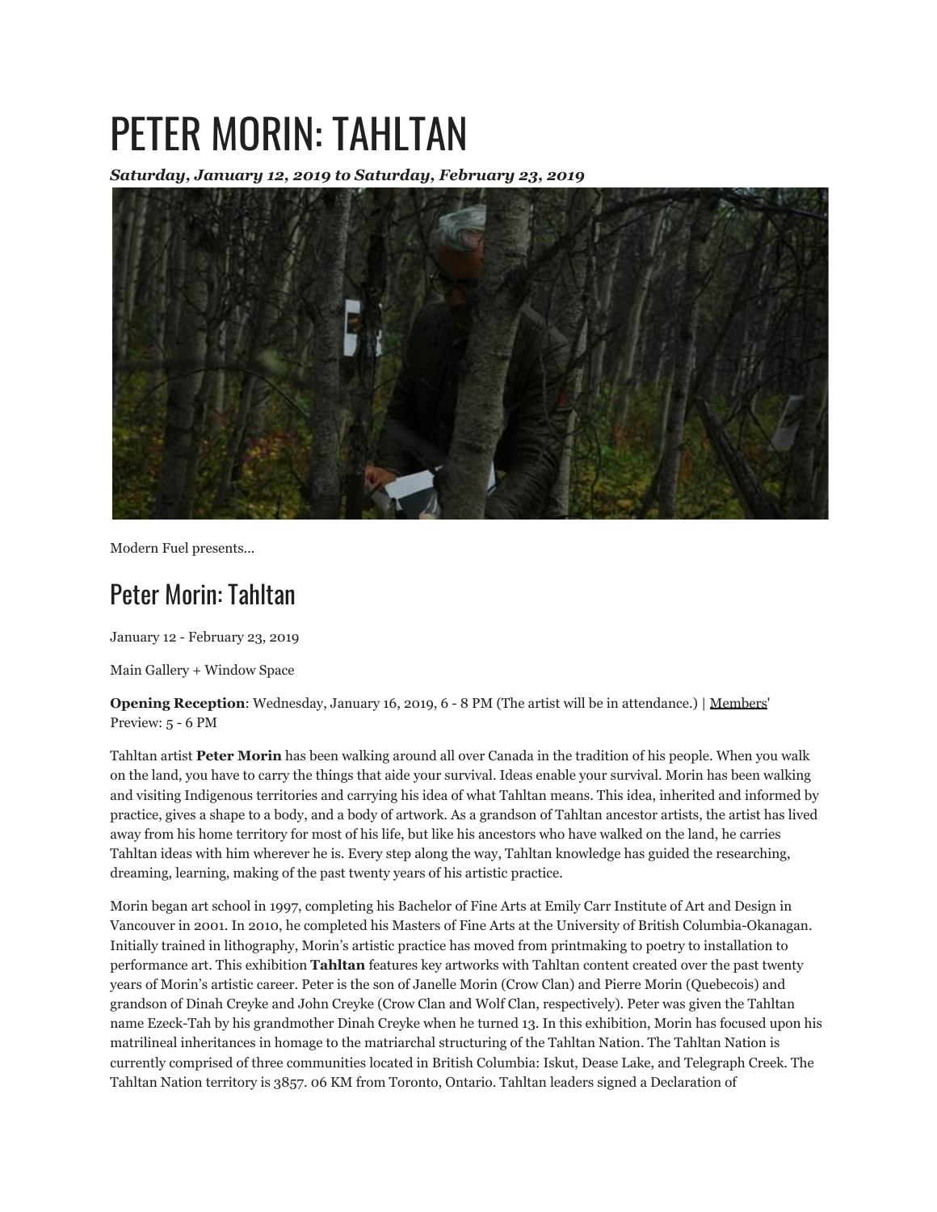# PETER MORIN: TAHLTAN

***Saturday, January 12, 2019 to Saturday, February 23, 2019***

Modern Fuel presents...

## Peter Morin: Tahltan

January 12 - February 23, 2019

Main Gallery + Window Space

**Opening Reception**: Wednesday, January 16, 2019, 6 - 8 PM (The artist will be in attendance.) | Members' Preview: 5 - 6 PM

Tahltan artist **Peter Morin** has been walking around all over Canada in the tradition of his people. When you walk on the land, you have to carry the things that aide your survival. Ideas enable your survival. Morin has been walking and visiting Indigenous territories and carrying his idea of what Tahltan means. This idea, inherited and informed by practice, gives a shape to a body, and a body of artwork. As a grandson of Tahltan ancestor artists, the artist has lived away from his home territory for most of his life, but like his ancestors who have walked on the land, he carries Tahltan ideas with him wherever he is. Every step along the way, Tahltan knowledge has guided the researching, dreaming, learning, making of the past twenty years of his artistic practice.

Morin began art school in 1997, completing his Bachelor of Fine Arts at Emily Carr Institute of Art and Design in Vancouver in 2001. In 2010, he completed his Masters of Fine Arts at the University of British Columbia-Okanagan. Initially trained in lithography, Morin's artistic practice has moved from printmaking to poetry to installation to performance art. This exhibition **Tahltan** features key artworks with Tahltan content created over the past twenty years of Morin's artistic career. Peter is the son of Janelle Morin (Crow Clan) and Pierre Morin (Quebecois) and grandson of Dinah Creyke and John Creyke (Crow Clan and Wolf Clan, respectively). Peter was given the Tahltan name Ezeck-Tah by his grandmother Dinah Creyke when he turned 13. In this exhibition, Morin has focused upon his matrilineal inheritances in homage to the matriarchal structuring of the Tahltan Nation. The Tahltan Nation is currently comprised of three communities located in British Columbia: Iskut, Dease Lake, and Telegraph Creek. The Tahltan Nation territory is 3857. 06 KM from Toronto, Ontario. Tahltan leaders signed a Declaration of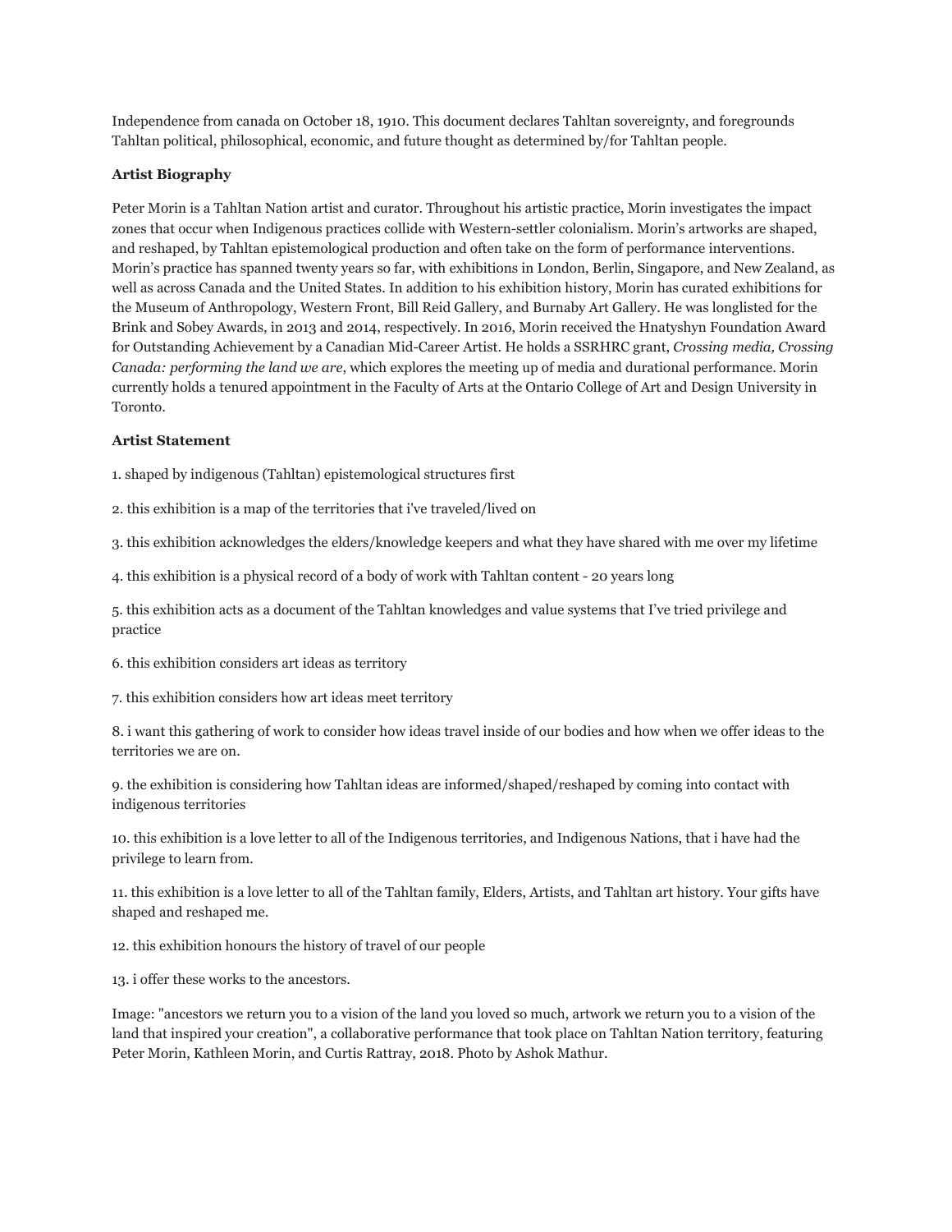Independence from canada on October 18, 1910. This document declares Tahltan sovereignty, and foregrounds Tahltan political, philosophical, economic, and future thought as determined by/for Tahltan people.

**Artist Biography**

Peter Morin is a Tahltan Nation artist and curator. Throughout his artistic practice, Morin investigates the impact zones that occur when Indigenous practices collide with Western-settler colonialism. Morin's artworks are shaped, and reshaped, by Tahltan epistemological production and often take on the form of performance interventions. Morin's practice has spanned twenty years so far, with exhibitions in London, Berlin, Singapore, and New Zealand, as well as across Canada and the United States. In addition to his exhibition history, Morin has curated exhibitions for the Museum of Anthropology, Western Front, Bill Reid Gallery, and Burnaby Art Gallery. He was longlisted for the Brink and Sobey Awards, in 2013 and 2014, respectively. In 2016, Morin received the Hnatyshyn Foundation Award for Outstanding Achievement by a Canadian Mid-Career Artist. He holds a SSRHRC grant, *Crossing media, Crossing Canada: performing the land we are*, which explores the meeting up of media and durational performance. Morin currently holds a tenured appointment in the Faculty of Arts at the Ontario College of Art and Design University in Toronto.

**Artist Statement**

1. shaped by indigenous (Tahltan) epistemological structures first

2. this exhibition is a map of the territories that i've traveled/lived on

3. this exhibition acknowledges the elders/knowledge keepers and what they have shared with me over my lifetime

4. this exhibition is a physical record of a body of work with Tahltan content - 20 years long

5. this exhibition acts as a document of the Tahltan knowledges and value systems that I've tried privilege and practice

6. this exhibition considers art ideas as territory

7. this exhibition considers how art ideas meet territory

8. i want this gathering of work to consider how ideas travel inside of our bodies and how when we offer ideas to the territories we are on.

9. the exhibition is considering how Tahltan ideas are informed/shaped/reshaped by coming into contact with indigenous territories

10. this exhibition is a love letter to all of the Indigenous territories, and Indigenous Nations, that i have had the privilege to learn from.

11. this exhibition is a love letter to all of the Tahltan family, Elders, Artists, and Tahltan art history. Your gifts have shaped and reshaped me.

12. this exhibition honours the history of travel of our people

13. i offer these works to the ancestors.

Image: "ancestors we return you to a vision of the land you loved so much, artwork we return you to a vision of the land that inspired your creation", a collaborative performance that took place on Tahltan Nation territory, featuring Peter Morin, Kathleen Morin, and Curtis Rattray, 2018. Photo by Ashok Mathur.